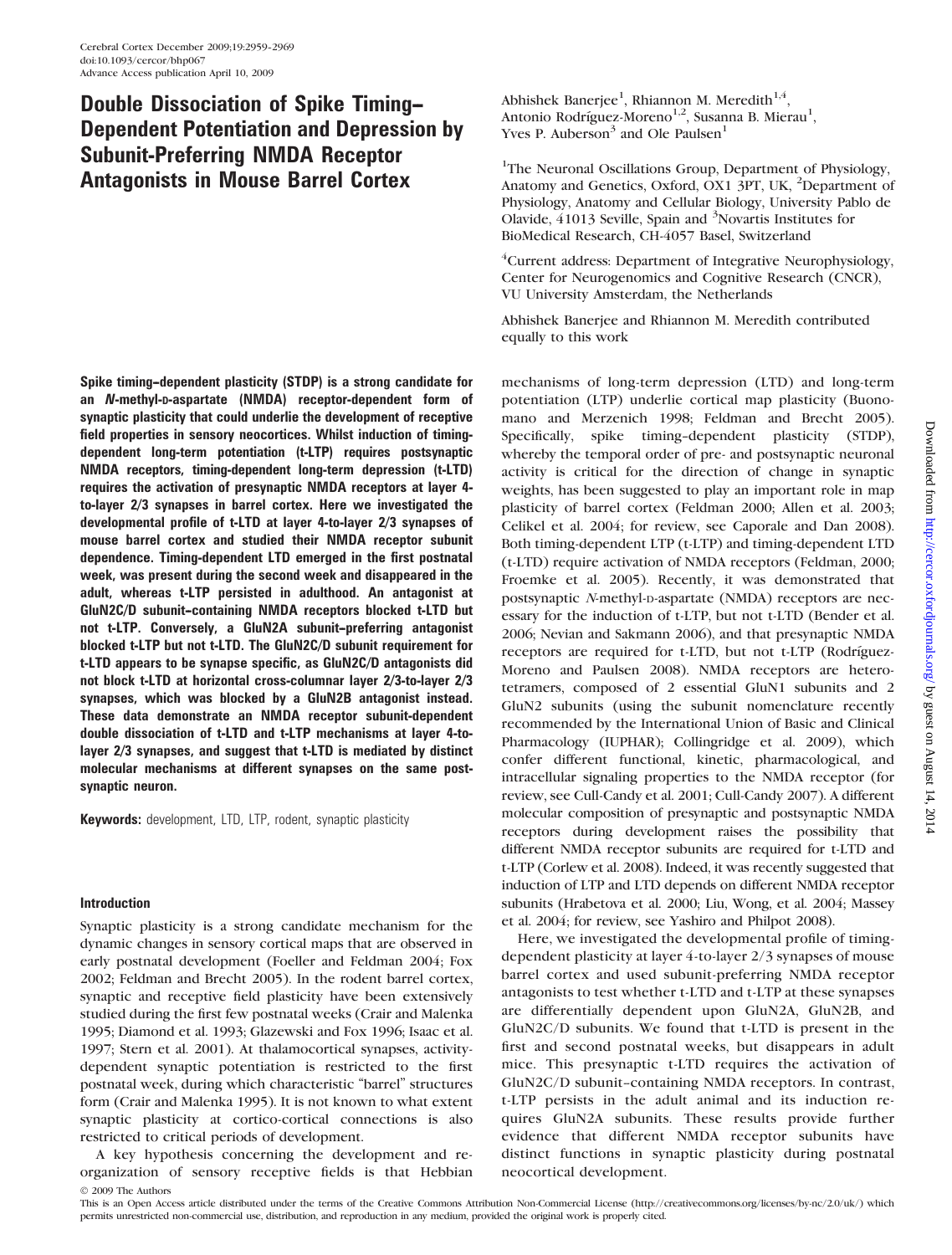# Double Dissociation of Spike Timing–Dependent Potentiation and Depression by Subunit-Preferring NMDA Receptor Antagonists in Mouse Barrel Cortex

Abhishek Banerjee[1], Rhiannon M. Meredith[1,4], Antonio Rodríguez-Moreno[1,2], Susanna B. Mierau[1], Yves P. Auberson[3] and Ole Paulsen[1]

[1]The Neuronal Oscillations Group, Department of Physiology, Anatomy and Genetics, Oxford, OX1 3PT, UK, [2]Department of Physiology, Anatomy and Cellular Biology, University Pablo de Olavide, 41013 Seville, Spain and [3]Novartis Institutes for BioMedical Research, CH-4057 Basel, Switzerland

[4]Current address: Department of Integrative Neurophysiology, Center for Neurogenomics and Cognitive Research (CNCR), VU University Amsterdam, the Netherlands

Abhishek Banerjee and Rhiannon M. Meredith contributed equally to this work

**Spike timing–dependent plasticity (STDP) is a strong candidate for an *N*-methyl-D-aspartate (NMDA) receptor-dependent form of synaptic plasticity that could underlie the development of receptive field properties in sensory neocortices. Whilst induction of timing-dependent long-term potentiation (t-LTP) requires postsynaptic NMDA receptors, timing-dependent long-term depression (t-LTD) requires the activation of presynaptic NMDA receptors at layer 4-to-layer 2/3 synapses in barrel cortex. Here we investigated the developmental profile of t-LTD at layer 4-to-layer 2/3 synapses of mouse barrel cortex and studied their NMDA receptor subunit dependence. Timing-dependent LTD emerged in the first postnatal week, was present during the second week and disappeared in the adult, whereas t-LTP persisted in adulthood. An antagonist at GluN2C/D subunit–containing NMDA receptors blocked t-LTD but not t-LTP. Conversely, a GluN2A subunit–preferring antagonist blocked t-LTP but not t-LTD. The GluN2C/D subunit requirement for t-LTD appears to be synapse specific, as GluN2C/D antagonists did not block t-LTD at horizontal cross-columnar layer 2/3-to-layer 2/3 synapses, which was blocked by a GluN2B antagonist instead. These data demonstrate an NMDA receptor subunit-dependent double dissociation of t-LTD and t-LTP mechanisms at layer 4-to-layer 2/3 synapses, and suggest that t-LTD is mediated by distinct molecular mechanisms at different synapses on the same postsynaptic neuron.**

**Keywords:** development, LTD, LTP, rodent, synaptic plasticity

## Introduction

Synaptic plasticity is a strong candidate mechanism for the dynamic changes in sensory cortical maps that are observed in early postnatal development (Foeller and Feldman 2004; Fox 2002; Feldman and Brecht 2005). In the rodent barrel cortex, synaptic and receptive field plasticity have been extensively studied during the first few postnatal weeks (Crair and Malenka 1995; Diamond et al. 1993; Glazewski and Fox 1996; Isaac et al. 1997; Stern et al. 2001). At thalamocortical synapses, activity-dependent synaptic potentiation is restricted to the first postnatal week, during which characteristic "barrel" structures form (Crair and Malenka 1995). It is not known to what extent synaptic plasticity at cortico-cortical connections is also restricted to critical periods of development.

A key hypothesis concerning the development and reorganization of sensory receptive fields is that Hebbian mechanisms of long-term depression (LTD) and long-term potentiation (LTP) underlie cortical map plasticity (Buonomano and Merzenich 1998; Feldman and Brecht 2005). Specifically, spike timing–dependent plasticity (STDP), whereby the temporal order of pre- and postsynaptic neuronal activity is critical for the direction of change in synaptic weights, has been suggested to play an important role in map plasticity of barrel cortex (Feldman 2000; Allen et al. 2003; Celikel et al. 2004; for review, see Caporale and Dan 2008). Both timing-dependent LTP (t-LTP) and timing-dependent LTD (t-LTD) require activation of NMDA receptors (Feldman, 2000; Froemke et al. 2005). Recently, it was demonstrated that postsynaptic *N*-methyl-D-aspartate (NMDA) receptors are necessary for the induction of t-LTP, but not t-LTD (Bender et al. 2006; Nevian and Sakmann 2006), and that presynaptic NMDA receptors are required for t-LTD, but not t-LTP (Rodríguez-Moreno and Paulsen 2008). NMDA receptors are heterotetramers, composed of 2 essential GluN1 subunits and 2 GluN2 subunits (using the subunit nomenclature recently recommended by the International Union of Basic and Clinical Pharmacology (IUPHAR); Collingridge et al. 2009), which confer different functional, kinetic, pharmacological, and intracellular signaling properties to the NMDA receptor (for review, see Cull-Candy et al. 2001; Cull-Candy 2007). A different molecular composition of presynaptic and postsynaptic NMDA receptors during development raises the possibility that different NMDA receptor subunits are required for t-LTD and t-LTP (Corlew et al. 2008). Indeed, it was recently suggested that induction of LTP and LTD depends on different NMDA receptor subunits (Hrabetova et al. 2000; Liu, Wong, et al. 2004; Massey et al. 2004; for review, see Yashiro and Philpot 2008).

Here, we investigated the developmental profile of timing-dependent plasticity at layer 4-to-layer 2/3 synapses of mouse barrel cortex and used subunit-preferring NMDA receptor antagonists to test whether t-LTD and t-LTP at these synapses are differentially dependent upon GluN2A, GluN2B, and GluN2C/D subunits. We found that t-LTD is present in the first and second postnatal weeks, but disappears in adult mice. This presynaptic t-LTD requires the activation of GluN2C/D subunit–containing NMDA receptors. In contrast, t-LTP persists in the adult animal and its induction requires GluN2A subunits. These results provide further evidence that different NMDA receptor subunits have distinct functions in synaptic plasticity during postnatal neocortical development.

© 2009 The Authors

This is an Open Access article distributed under the terms of the Creative Commons Attribution Non-Commercial License (http://creativecommons.org/licenses/by-nc/2.0/uk/) which permits unrestricted non-commercial use, distribution, and reproduction in any medium, provided the original work is properly cited.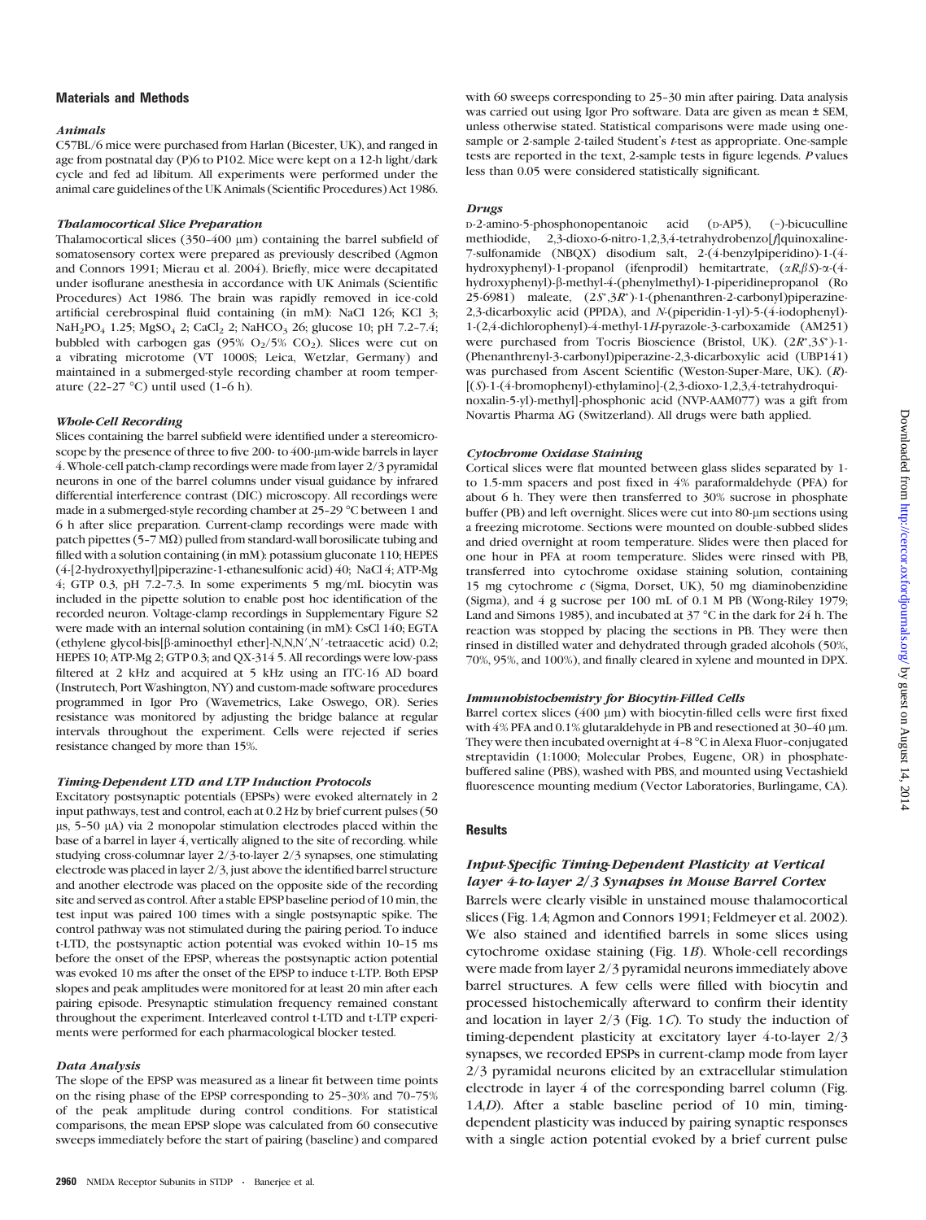## Materials and Methods

### *Animals*

C57BL/6 mice were purchased from Harlan (Bicester, UK), and ranged in age from postnatal day (P)6 to P102. Mice were kept on a 12-h light/dark cycle and fed ad libitum. All experiments were performed under the animal care guidelines of the UK Animals (Scientific Procedures) Act 1986.

### *Thalamocortical Slice Preparation*

Thalamocortical slices (350–400 μm) containing the barrel subfield of somatosensory cortex were prepared as previously described (Agmon and Connors 1991; Mierau et al. 2004). Briefly, mice were decapitated under isoflurane anesthesia in accordance with UK Animals (Scientific Procedures) Act 1986. The brain was rapidly removed in ice-cold artificial cerebrospinal fluid containing (in mM): NaCl 126; KCl 3; $NaH_2PO_4$ 1.25; $MgSO_4$ 2; $CaCl_2$ 2; $NaHCO_3$ 26; glucose 10; pH 7.2–7.4; bubbled with carbogen gas (95% $O_2$/5% $CO_2$). Slices were cut on a vibrating microtome (VT 1000S; Leica, Wetzlar, Germany) and maintained in a submerged-style recording chamber at room temperature (22–27 °C) until used (1–6 h).

### *Whole-Cell Recording*

Slices containing the barrel subfield were identified under a stereomicroscope by the presence of three to five 200- to 400-μm-wide barrels in layer 4. Whole-cell patch-clamp recordings were made from layer 2/3 pyramidal neurons in one of the barrel columns under visual guidance by infrared differential interference contrast (DIC) microscopy. All recordings were made in a submerged-style recording chamber at 25–29 °C between 1 and 6 h after slice preparation. Current-clamp recordings were made with patch pipettes (5–7 MΩ) pulled from standard-wall borosilicate tubing and filled with a solution containing (in mM): potassium gluconate 110; HEPES (4-[2-hydroxyethyl]piperazine-1-ethanesulfonic acid) 40; NaCl 4; ATP-Mg 4; GTP 0.3, pH 7.2–7.3. In some experiments 5 mg/mL biocytin was included in the pipette solution to enable post hoc identification of the recorded neuron. Voltage-clamp recordings in Supplementary Figure S2 were made with an internal solution containing (in mM): CsCl 140; EGTA (ethylene glycol-bis[β-aminoethyl ether]-N,N,N′,N′-tetraacetic acid) 0.2; HEPES 10; ATP-Mg 2; GTP 0.3; and QX-314 5. All recordings were low-pass filtered at 2 kHz and acquired at 5 kHz using an ITC-16 AD board (Instrutech, Port Washington, NY) and custom-made software procedures programmed in Igor Pro (Wavemetrics, Lake Oswego, OR). Series resistance was monitored by adjusting the bridge balance at regular intervals throughout the experiment. Cells were rejected if series resistance changed by more than 15%.

### *Timing-Dependent LTD and LTP Induction Protocols*

Excitatory postsynaptic potentials (EPSPs) were evoked alternately in 2 input pathways, test and control, each at 0.2 Hz by brief current pulses (50 μs, 5–50 μA) via 2 monopolar stimulation electrodes placed within the base of a barrel in layer 4, vertically aligned to the site of recording. while studying cross-columnar layer 2/3-to-layer 2/3 synapses, one stimulating electrode was placed in layer 2/3, just above the identified barrel structure and another electrode was placed on the opposite side of the recording site and served as control. After a stable EPSP baseline period of 10 min, the test input was paired 100 times with a single postsynaptic spike. The control pathway was not stimulated during the pairing period. To induce t-LTD, the postsynaptic action potential was evoked within 10–15 ms before the onset of the EPSP, whereas the postsynaptic action potential was evoked 10 ms after the onset of the EPSP to induce t-LTP. Both EPSP slopes and peak amplitudes were monitored for at least 20 min after each pairing episode. Presynaptic stimulation frequency remained constant throughout the experiment. Interleaved control t-LTD and t-LTP experiments were performed for each pharmacological blocker tested.

### *Data Analysis*

The slope of the EPSP was measured as a linear fit between time points on the rising phase of the EPSP corresponding to 25–30% and 70–75% of the peak amplitude during control conditions. For statistical comparisons, the mean EPSP slope was calculated from 60 consecutive sweeps immediately before the start of pairing (baseline) and compared with 60 sweeps corresponding to 25–30 min after pairing. Data analysis was carried out using Igor Pro software. Data are given as mean ± SEM, unless otherwise stated. Statistical comparisons were made using one-sample or 2-sample 2-tailed Student's *t*-test as appropriate. One-sample tests are reported in the text, 2-sample tests in figure legends. *P* values less than 0.05 were considered statistically significant.

### *Drugs*

D-2-amino-5-phosphonopentanoic acid (D-AP5), (−)-bicuculline methiodide, 2,3-dioxo-6-nitro-1,2,3,4-tetrahydrobenzo[*f*]quinoxaline-7-sulfonamide (NBQX) disodium salt, 2-(4-benzylpiperidino)-1-(4-hydroxyphenyl)-1-propanol (ifenprodil) hemitartrate, (α*R*,β*S*)-α-(4-hydroxyphenyl)-β-methyl-4-(phenylmethyl)-1-piperidinepropanol (Ro 25-6981) maleate, (2*S*\*,3*R*\*)-1-(phenanthren-2-carbonyl)piperazine-2,3-dicarboxylic acid (PPDA), and *N*-(piperidin-1-yl)-5-(4-iodophenyl)-1-(2,4-dichlorophenyl)-4-methyl-1*H*-pyrazole-3-carboxamide (AM251) were purchased from Tocris Bioscience (Bristol, UK). (2*R*\*,3*S*\*)-1-(Phenanthrenyl-3-carbonyl)piperazine-2,3-dicarboxylic acid (UBP141) was purchased from Ascent Scientific (Weston-Super-Mare, UK). (*R*)-[(*S*)-1-(4-bromophenyl)-ethylamino]-(2,3-dioxo-1,2,3,4-tetrahydroquinoxalin-5-yl)-methyl]-phosphonic acid (NVP-AAM077) was a gift from Novartis Pharma AG (Switzerland). All drugs were bath applied.

### *Cytochrome Oxidase Staining*

Cortical slices were flat mounted between glass slides separated by 1- to 1.5-mm spacers and post fixed in 4% paraformaldehyde (PFA) for about 6 h. They were then transferred to 30% sucrose in phosphate buffer (PB) and left overnight. Slices were cut into 80-μm sections using a freezing microtome. Sections were mounted on double-subbed slides and dried overnight at room temperature. Slides were then placed for one hour in PFA at room temperature. Slides were rinsed with PB, transferred into cytochrome oxidase staining solution, containing 15 mg cytochrome *c* (Sigma, Dorset, UK), 50 mg diaminobenzidine (Sigma), and 4 g sucrose per 100 mL of 0.1 M PB (Wong-Riley 1979; Land and Simons 1985), and incubated at 37 °C in the dark for 24 h. The reaction was stopped by placing the sections in PB. They were then rinsed in distilled water and dehydrated through graded alcohols (50%, 70%, 95%, and 100%), and finally cleared in xylene and mounted in DPX.

### *Immunohistochemistry for Biocytin-Filled Cells*

Barrel cortex slices (400 μm) with biocytin-filled cells were first fixed with 4% PFA and 0.1% glutaraldehyde in PB and resectioned at 30–40 μm. They were then incubated overnight at 4–8 °C in Alexa Fluor–conjugated streptavidin (1:1000; Molecular Probes, Eugene, OR) in phosphate-buffered saline (PBS), washed with PBS, and mounted using Vectashield fluorescence mounting medium (Vector Laboratories, Burlingame, CA).

## Results

### *Input-Specific Timing-Dependent Plasticity at Vertical layer 4-to-layer 2/3 Synapses in Mouse Barrel Cortex*

Barrels were clearly visible in unstained mouse thalamocortical slices (Fig. 1*A*; Agmon and Connors 1991; Feldmeyer et al. 2002). We also stained and identified barrels in some slices using cytochrome oxidase staining (Fig. 1*B*). Whole-cell recordings were made from layer 2/3 pyramidal neurons immediately above barrel structures. A few cells were filled with biocytin and processed histochemically afterward to confirm their identity and location in layer 2/3 (Fig. 1*C*). To study the induction of timing-dependent plasticity at excitatory layer 4-to-layer 2/3 synapses, we recorded EPSPs in current-clamp mode from layer 2/3 pyramidal neurons elicited by an extracellular stimulation electrode in layer 4 of the corresponding barrel column (Fig. 1*A*,*D*). After a stable baseline period of 10 min, timing-dependent plasticity was induced by pairing synaptic responses with a single action potential evoked by a brief current pulse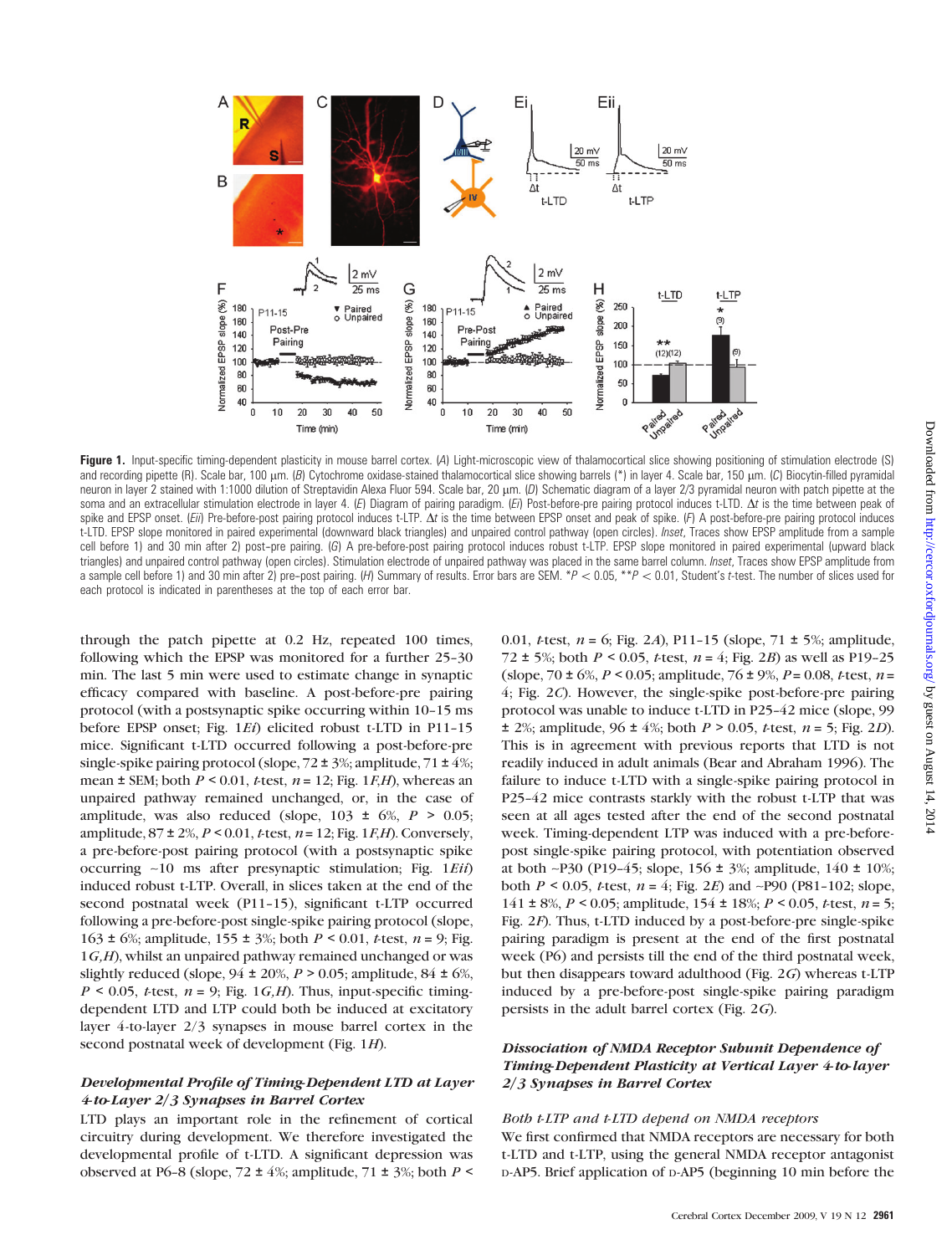**Figure 1.** Input-specific timing-dependent plasticity in mouse barrel cortex. (*A*) Light-microscopic view of thalamocortical slice showing positioning of stimulation electrode (S) and recording pipette (R). Scale bar, 100 μm. (*B*) Cytochrome oxidase-stained thalamocortical slice showing barrels (*) in layer 4. Scale bar, 150 μm. (*C*) Biocytin-filled pyramidal neuron in layer 2 stained with 1:1000 dilution of Streptavidin Alexa Fluor 594. Scale bar, 20 μm. (*D*) Schematic diagram of a layer 2/3 pyramidal neuron with patch pipette at the soma and an extracellular stimulation electrode in layer 4. (*E*) Diagram of pairing paradigm. (*Ei*) Post-before-pre pairing protocol induces t-LTD. Δt is the time between peak of spike and EPSP onset. (*Eii*) Pre-before-post pairing protocol induces t-LTP. Δt is the time between EPSP onset and peak of spike. (*F*) A post-before-pre pairing protocol induces t-LTD. EPSP slope monitored in paired experimental (downward black triangles) and unpaired control pathway (open circles). *Inset*, Traces show EPSP amplitude from a sample cell before 1) and 30 min after 2) post–pre pairing. (*G*) A pre-before-post pairing protocol induces t-LTP. EPSP slope monitored in paired experimental (upward black triangles) and unpaired control pathway (open circles). Stimulation electrode of unpaired pathway was placed in the same barrel column. *Inset*, Traces show EPSP amplitude from a sample cell before 1) and 30 min after 2) pre–post pairing. (*H*) Summary of results. Error bars are SEM. *$P < 0.05$, **$P < 0.01$, Student's *t*-test. The number of slices used for each protocol is indicated in parentheses at the top of each error bar.

through the patch pipette at 0.2 Hz, repeated 100 times, following which the EPSP was monitored for a further 25–30 min. The last 5 min were used to estimate change in synaptic efficacy compared with baseline. A post-before-pre pairing protocol (with a postsynaptic spike occurring within 10–15 ms before EPSP onset; Fig. 1*Ei*) elicited robust t-LTD in P11–15 mice. Significant t-LTD occurred following a post-before-pre single-spike pairing protocol (slope, 72 ± 3%; amplitude, 71 ± 4%; mean ± SEM; both $P < 0.01$, *t*-test, $n = 12$; Fig. 1*F*,*H*), whereas an unpaired pathway remained unchanged, or, in the case of amplitude, was also reduced (slope, 103 ± 6%, $P > 0.05$; amplitude, 87 ± 2%, $P < 0.01$, *t*-test, $n = 12$; Fig. 1*F*,*H*). Conversely, a pre-before-post pairing protocol (with a postsynaptic spike occurring ~10 ms after presynaptic stimulation; Fig. 1*Eii*) induced robust t-LTP. Overall, in slices taken at the end of the second postnatal week (P11–15), significant t-LTP occurred following a pre-before-post single-spike pairing protocol (slope, 163 ± 6%; amplitude, 155 ± 3%; both $P < 0.01$, *t*-test, $n = 9$; Fig. 1*G*,*H*), whilst an unpaired pathway remained unchanged or was slightly reduced (slope, 94 ± 20%, $P > 0.05$; amplitude, 84 ± 6%, $P < 0.05$, *t*-test, $n = 9$; Fig. 1*G*,*H*). Thus, input-specific timing-dependent LTD and LTP could both be induced at excitatory layer 4-to-layer 2/3 synapses in mouse barrel cortex in the second postnatal week of development (Fig. 1*H*).

### *Developmental Profile of Timing-Dependent LTD at Layer 4-to-Layer 2/3 Synapses in Barrel Cortex*

LTD plays an important role in the refinement of cortical circuitry during development. We therefore investigated the developmental profile of t-LTD. A significant depression was observed at P6–8 (slope, 72 ± 4%; amplitude, 71 ± 3%; both $P < 0.01$, *t*-test, $n = 6$; Fig. 2*A*), P11–15 (slope, 71 ± 5%; amplitude, 72 ± 5%; both $P < 0.05$, *t*-test, $n = 4$; Fig. 2*B*) as well as P19–25 (slope, 70 ± 6%, $P < 0.05$; amplitude, 76 ± 9%, $P = 0.08$, *t*-test, $n = 4$; Fig. 2*C*). However, the single-spike post-before-pre pairing protocol was unable to induce t-LTD in P25–42 mice (slope, 99 ± 2%; amplitude, 96 ± 4%; both $P > 0.05$, *t*-test, $n = 5$; Fig. 2*D*). This is in agreement with previous reports that LTD is not readily induced in adult animals (Bear and Abraham 1996). The failure to induce t-LTD with a single-spike pairing protocol in P25–42 mice contrasts starkly with the robust t-LTP that was seen at all ages tested after the end of the second postnatal week. Timing-dependent LTP was induced with a pre-before-post single-spike pairing protocol, with potentiation observed at both ~P30 (P19–45; slope, 156 ± 3%; amplitude, 140 ± 10%; both $P < 0.05$, *t*-test, $n = 4$; Fig. 2*E*) and ~P90 (P81–102; slope, 141 ± 8%, $P < 0.05$; amplitude, 154 ± 18%; $P < 0.05$, *t*-test, $n = 5$; Fig. 2*F*). Thus, t-LTD induced by a post-before-pre single-spike pairing paradigm is present at the end of the first postnatal week (P6) and persists till the end of the third postnatal week, but then disappears toward adulthood (Fig. 2*G*) whereas t-LTP induced by a pre-before-post single-spike pairing paradigm persists in the adult barrel cortex (Fig. 2*G*).

### *Dissociation of NMDA Receptor Subunit Dependence of Timing-Dependent Plasticity at Vertical Layer 4-to-layer 2/3 Synapses in Barrel Cortex*

#### *Both t-LTP and t-LTD depend on NMDA receptors*

We first confirmed that NMDA receptors are necessary for both t-LTD and t-LTP, using the general NMDA receptor antagonist D-AP5. Brief application of D-AP5 (beginning 10 min before the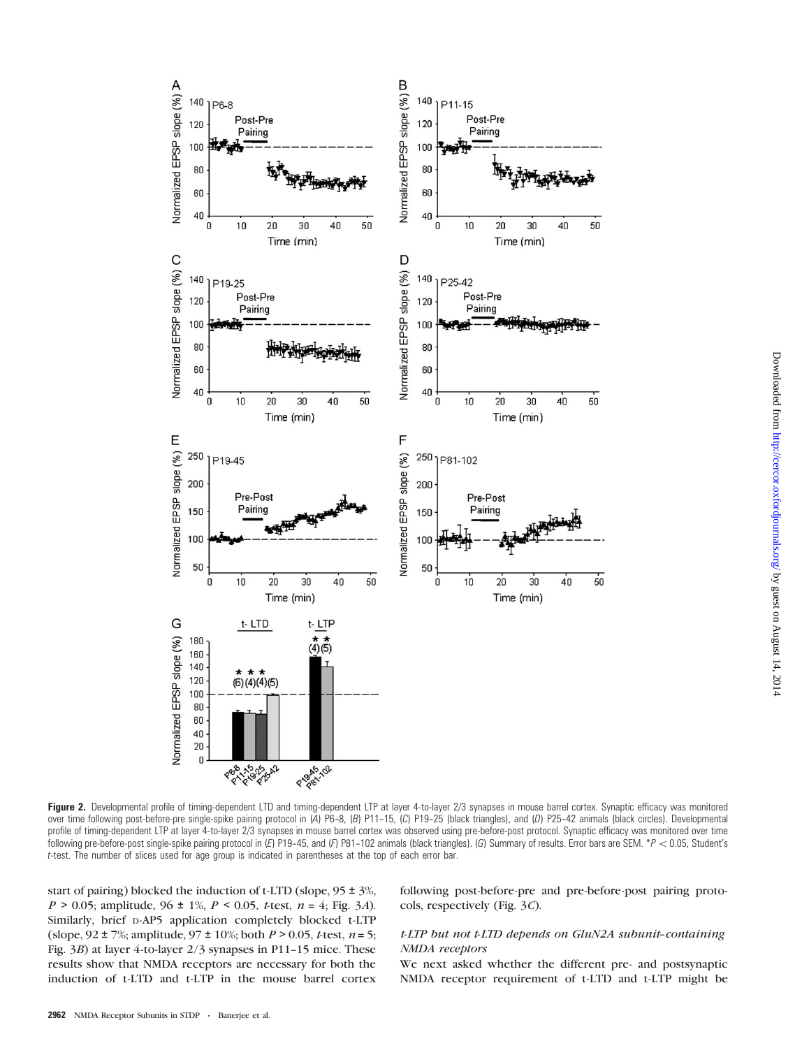**Figure 2.** Developmental profile of timing-dependent LTD and timing-dependent LTP at layer 4-to-layer 2/3 synapses in mouse barrel cortex. Synaptic efficacy was monitored over time following post-before-pre single-spike pairing protocol in (*A*) P6–8, (*B*) P11–15, (*C*) P19–25 (black triangles), and (*D*) P25–42 animals (black circles). Developmental profile of timing-dependent LTP at layer 4-to-layer 2/3 synapses in mouse barrel cortex was observed using pre-before-post protocol. Synaptic efficacy was monitored over time following pre-before-post single-spike pairing protocol in (*E*) P19–45, and (*F*) P81–102 animals (black triangles). (*G*) Summary of results. Error bars are SEM. \*$P < 0.05$, Student's *t*-test. The number of slices used for age group is indicated in parentheses at the top of each error bar.

start of pairing) blocked the induction of t-LTD (slope, 95 ± 3%, $P > 0.05$; amplitude, 96 ± 1%, $P < 0.05$, *t*-test, $n = 4$; Fig. 3*A*). Similarly, brief D-AP5 application completely blocked t-LTP (slope, 92 ± 7%; amplitude, 97 ± 10%; both $P > 0.05$, *t*-test, $n = 5$; Fig. 3*B*) at layer 4-to-layer 2/3 synapses in P11–15 mice. These results show that NMDA receptors are necessary for both the induction of t-LTD and t-LTP in the mouse barrel cortex following post-before-pre and pre-before-post pairing protocols, respectively (Fig. 3*C*).

### *t-LTP but not t-LTD depends on GluN2A subunit–containing NMDA receptors*

We next asked whether the different pre- and postsynaptic NMDA receptor requirement of t-LTD and t-LTP might be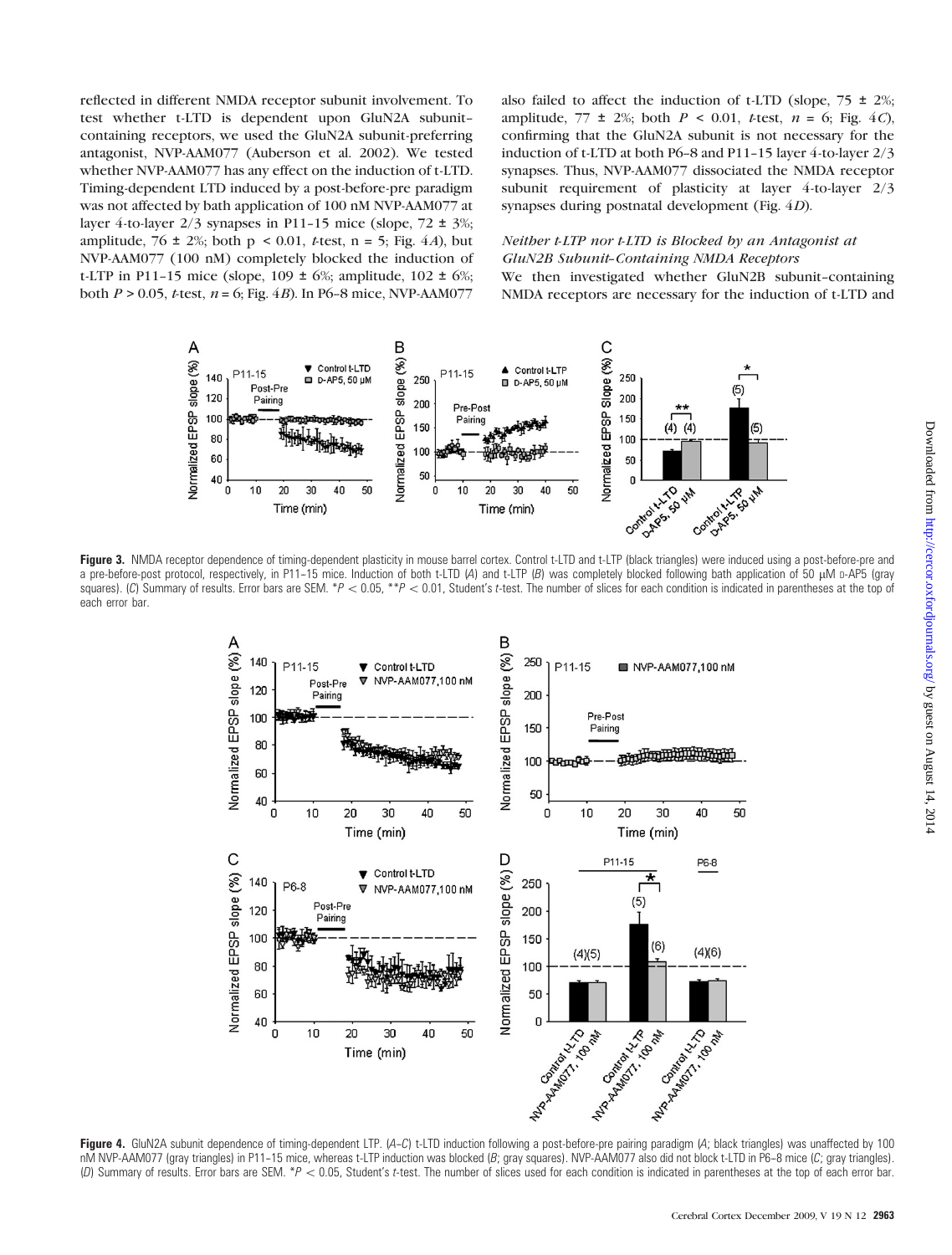reflected in different NMDA receptor subunit involvement. To test whether t-LTD is dependent upon GluN2A subunit–containing receptors, we used the GluN2A subunit-preferring antagonist, NVP-AAM077 (Auberson et al. 2002). We tested whether NVP-AAM077 has any effect on the induction of t-LTD. Timing-dependent LTD induced by a post-before-pre paradigm was not affected by bath application of 100 nM NVP-AAM077 at layer 4-to-layer 2/3 synapses in P11–15 mice (slope, 72 ± 3%; amplitude, 76 ± 2%; both $p < 0.01$, *t*-test, n = 5; Fig. 4*A*), but NVP-AAM077 (100 nM) completely blocked the induction of t-LTP in P11–15 mice (slope, 109 ± 6%; amplitude, 102 ± 6%; both $P > 0.05$, *t*-test, $n = 6$; Fig. 4*B*). In P6–8 mice, NVP-AAM077 also failed to affect the induction of t-LTD (slope, 75 ± 2%; amplitude, 77 ± 2%; both $P < 0.01$, *t*-test, $n = 6$; Fig. 4*C*), confirming that the GluN2A subunit is not necessary for the induction of t-LTD at both P6–8 and P11–15 layer 4-to-layer 2/3 synapses. Thus, NVP-AAM077 dissociated the NMDA receptor subunit requirement of plasticity at layer 4-to-layer 2/3 synapses during postnatal development (Fig. 4*D*).

### *Neither t-LTP nor t-LTD is Blocked by an Antagonist at GluN2B Subunit–Containing NMDA Receptors*

We then investigated whether GluN2B subunit–containing NMDA receptors are necessary for the induction of t-LTD and

**Figure 3.** NMDA receptor dependence of timing-dependent plasticity in mouse barrel cortex. Control t-LTD and t-LTP (black triangles) were induced using a post-before-pre and a pre-before-post protocol, respectively, in P11–15 mice. Induction of both t-LTD (*A*) and t-LTP (*B*) was completely blocked following bath application of 50 μM D-AP5 (gray squares). (*C*) Summary of results. Error bars are SEM. \*$P < 0.05$, \*\*$P < 0.01$, Student's *t*-test. The number of slices for each condition is indicated in parentheses at the top of each error bar.

**Figure 4.** GluN2A subunit dependence of timing-dependent LTP. (*A–C*) t-LTD induction following a post-before-pre pairing paradigm (*A*; black triangles) was unaffected by 100 nM NVP-AAM077 (gray triangles) in P11–15 mice, whereas t-LTP induction was blocked (*B*; gray squares). NVP-AAM077 also did not block t-LTD in P6–8 mice (*C*; gray triangles). (*D*) Summary of results. Error bars are SEM. \*$P < 0.05$, Student's *t*-test. The number of slices used for each condition is indicated in parentheses at the top of each error bar.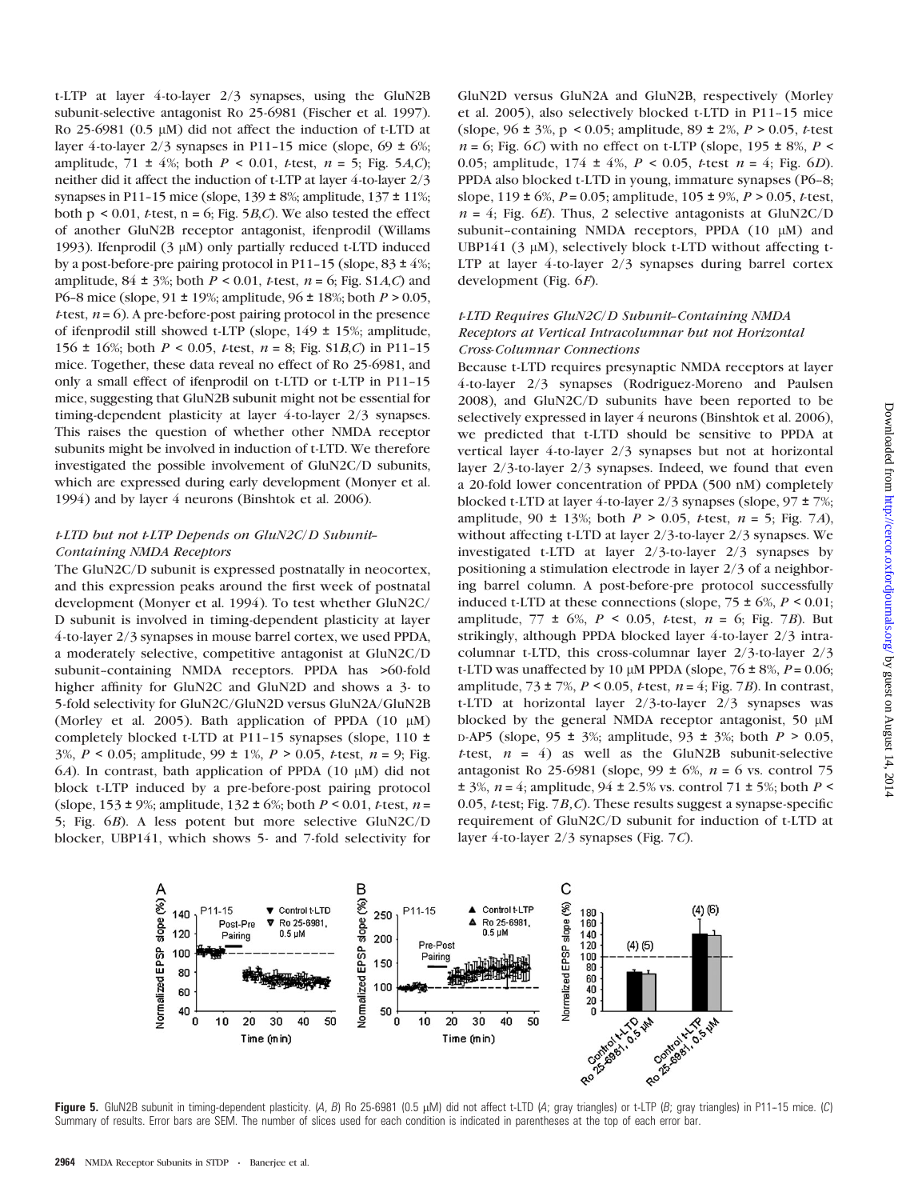t-LTP at layer 4-to-layer 2/3 synapses, using the GluN2B subunit-selective antagonist Ro 25-6981 (Fischer et al. 1997). Ro 25-6981 (0.5 μM) did not affect the induction of t-LTD at layer 4-to-layer 2/3 synapses in P11–15 mice (slope, 69 ± 6%; amplitude, 71 ± 4%; both $P < 0.01$, $t$-test, $n = 5$; Fig. 5A,C); neither did it affect the induction of t-LTP at layer 4-to-layer 2/3 synapses in P11–15 mice (slope, 139 ± 8%; amplitude, 137 ± 11%; both $p < 0.01$, $t$-test, $n = 6$; Fig. 5B,C). We also tested the effect of another GluN2B receptor antagonist, ifenprodil (Willams 1993). Ifenprodil (3 μM) only partially reduced t-LTD induced by a post-before-pre pairing protocol in P11–15 (slope, 83 ± 4%; amplitude, 84 ± 3%; both $P < 0.01$, $t$-test, $n = 6$; Fig. S1A,C) and P6–8 mice (slope, 91 ± 19%; amplitude, 96 ± 18%; both $P > 0.05$, $t$-test, $n = 6$). A pre-before-post pairing protocol in the presence of ifenprodil still showed t-LTP (slope, 149 ± 15%; amplitude, 156 ± 16%; both $P < 0.05$, $t$-test, $n = 8$; Fig. S1B,C) in P11–15 mice. Together, these data reveal no effect of Ro 25-6981, and only a small effect of ifenprodil on t-LTD or t-LTP in P11–15 mice, suggesting that GluN2B subunit might not be essential for timing-dependent plasticity at layer 4-to-layer 2/3 synapses. This raises the question of whether other NMDA receptor subunits might be involved in induction of t-LTD. We therefore investigated the possible involvement of GluN2C/D subunits, which are expressed during early development (Monyer et al. 1994) and by layer 4 neurons (Binshtok et al. 2006).

### *t-LTD but not t-LTP Depends on GluN2C/D Subunit–Containing NMDA Receptors*

The GluN2C/D subunit is expressed postnatally in neocortex, and this expression peaks around the first week of postnatal development (Monyer et al. 1994). To test whether GluN2C/D subunit is involved in timing-dependent plasticity at layer 4-to-layer 2/3 synapses in mouse barrel cortex, we used PPDA, a moderately selective, competitive antagonist at GluN2C/D subunit–containing NMDA receptors. PPDA has >60-fold higher affinity for GluN2C and GluN2D and shows a 3- to 5-fold selectivity for GluN2C/GluN2D versus GluN2A/GluN2B (Morley et al. 2005). Bath application of PPDA (10 μM) completely blocked t-LTD at P11–15 synapses (slope, 110 ± 3%, $P < 0.05$; amplitude, 99 ± 1%, $P > 0.05$, $t$-test, $n = 9$; Fig. 6A). In contrast, bath application of PPDA (10 μM) did not block t-LTP induced by a pre-before-post pairing protocol (slope, 153 ± 9%; amplitude, 132 ± 6%; both $P < 0.01$, $t$-test, $n = 5$; Fig. 6B). A less potent but more selective GluN2C/D blocker, UBP141, which shows 5- and 7-fold selectivity for GluN2D versus GluN2A and GluN2B, respectively (Morley et al. 2005), also selectively blocked t-LTD in P11–15 mice (slope, 96 ± 3%, $p < 0.05$; amplitude, 89 ± 2%, $P > 0.05$, $t$-test $n = 6$; Fig. 6C) with no effect on t-LTP (slope, 195 ± 8%, $P < 0.05$; amplitude, 174 ± 4%, $P < 0.05$, $t$-test $n = 4$; Fig. 6D). PPDA also blocked t-LTD in young, immature synapses (P6–8; slope, 119 ± 6%, $P = 0.05$; amplitude, 105 ± 9%, $P > 0.05$, $t$-test, $n = 4$; Fig. 6E). Thus, 2 selective antagonists at GluN2C/D subunit–containing NMDA receptors, PPDA (10 μM) and UBP141 (3 μM), selectively block t-LTD without affecting t-LTP at layer 4-to-layer 2/3 synapses during barrel cortex development (Fig. 6F).

### *t-LTD Requires GluN2C/D Subunit–Containing NMDA Receptors at Vertical Intracolumnar but not Horizontal Cross-Columnar Connections*

Because t-LTD requires presynaptic NMDA receptors at layer 4-to-layer 2/3 synapses (Rodriguez-Moreno and Paulsen 2008), and GluN2C/D subunits have been reported to be selectively expressed in layer 4 neurons (Binshtok et al. 2006), we predicted that t-LTD should be sensitive to PPDA at vertical layer 4-to-layer 2/3 synapses but not at horizontal layer 2/3-to-layer 2/3 synapses. Indeed, we found that even a 20-fold lower concentration of PPDA (500 nM) completely blocked t-LTD at layer 4-to-layer 2/3 synapses (slope, 97 ± 7%; amplitude, 90 ± 13%; both $P > 0.05$, $t$-test, $n = 5$; Fig. 7A), without affecting t-LTD at layer 2/3-to-layer 2/3 synapses. We investigated t-LTD at layer 2/3-to-layer 2/3 synapses by positioning a stimulation electrode in layer 2/3 of a neighboring barrel column. A post-before-pre protocol successfully induced t-LTD at these connections (slope, 75 ± 6%, $P < 0.01$; amplitude, 77 ± 6%, $P < 0.05$, $t$-test, $n = 6$; Fig. 7B). But strikingly, although PPDA blocked layer 4-to-layer 2/3 intracolumnar t-LTD, this cross-columnar layer 2/3-to-layer 2/3 t-LTD was unaffected by 10 μM PPDA (slope, 76 ± 8%, $P = 0.06$; amplitude, 73 ± 7%, $P < 0.05$, $t$-test, $n = 4$; Fig. 7B). In contrast, t-LTD at horizontal layer 2/3-to-layer 2/3 synapses was blocked by the general NMDA receptor antagonist, 50 μM D-AP5 (slope, 95 ± 3%; amplitude, 93 ± 3%; both $P > 0.05$, $t$-test, $n = 4$) as well as the GluN2B subunit-selective antagonist Ro 25-6981 (slope, 99 ± 6%, $n = 6$ vs. control 75 ± 3%, $n = 4$; amplitude, 94 ± 2.5% vs. control 71 ± 5%; both $P < 0.05$, $t$-test; Fig. 7B,C). These results suggest a synapse-specific requirement of GluN2C/D subunit for induction of t-LTD at layer 4-to-layer 2/3 synapses (Fig. 7C).

**Figure 5.** GluN2B subunit in timing-dependent plasticity. (*A*, *B*) Ro 25-6981 (0.5 μM) did not affect t-LTD (*A*; gray triangles) or t-LTP (*B*; gray triangles) in P11–15 mice. (*C*) Summary of results. Error bars are SEM. The number of slices used for each condition is indicated in parentheses at the top of each error bar.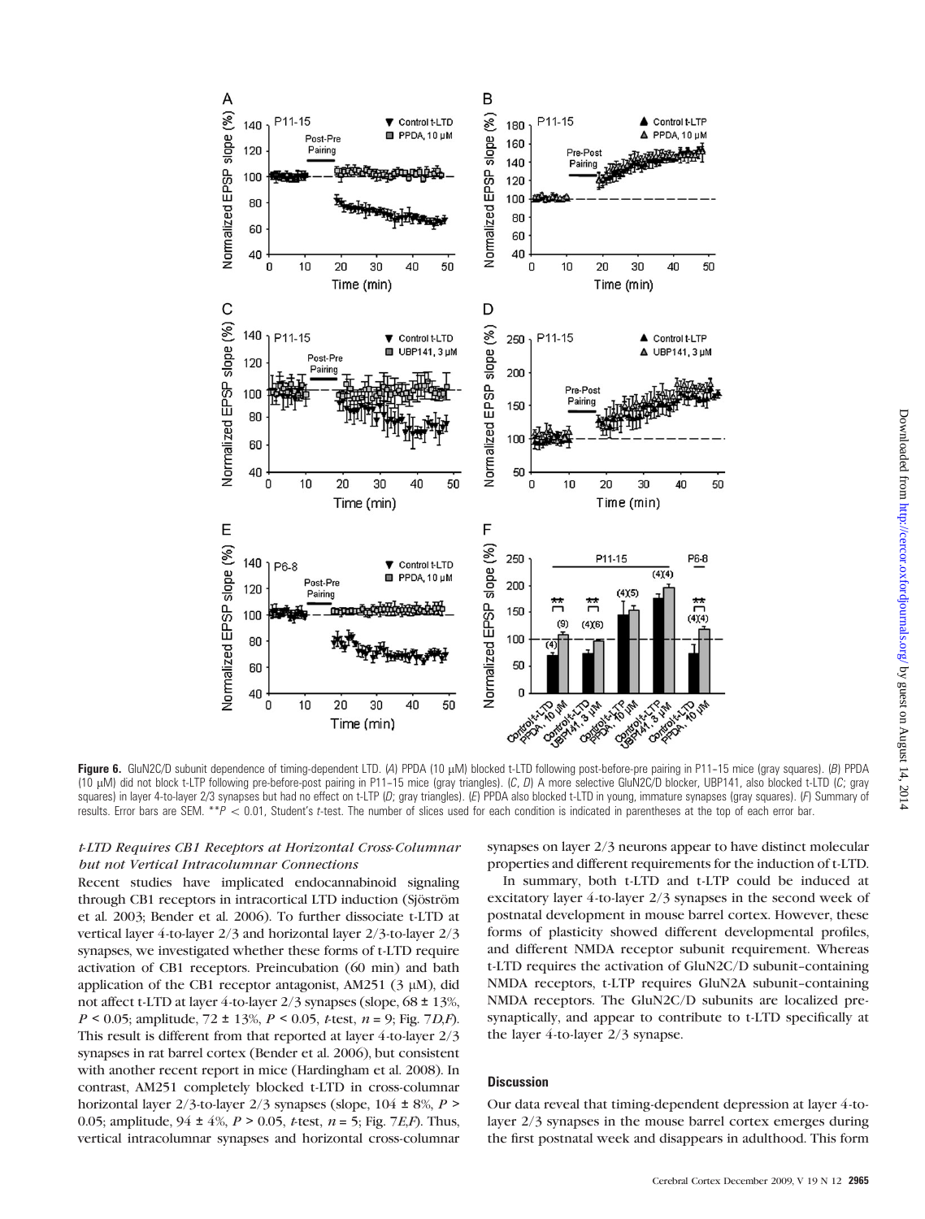**Figure 6.** GluN2C/D subunit dependence of timing-dependent LTD. (*A*) PPDA (10 μM) blocked t-LTD following post-before-pre pairing in P11–15 mice (gray squares). (*B*) PPDA (10 μM) did not block t-LTP following pre-before-post pairing in P11–15 mice (gray triangles). (*C*, *D*) A more selective GluN2C/D blocker, UBP141, also blocked t-LTD (*C*; gray squares) in layer 4-to-layer 2/3 synapses but had no effect on t-LTP (*D*; gray triangles). (*E*) PPDA also blocked t-LTD in young, immature synapses (gray squares). (*F*) Summary of results. Error bars are SEM. $^{**}P < 0.01$, Student's *t*-test. The number of slices used for each condition is indicated in parentheses at the top of each error bar.

### *t-LTD Requires CB1 Receptors at Horizontal Cross-Columnar but not Vertical Intracolumnar Connections*

Recent studies have implicated endocannabinoid signaling through CB1 receptors in intracortical LTD induction (Sjöström et al. 2003; Bender et al. 2006). To further dissociate t-LTD at vertical layer 4-to-layer 2/3 and horizontal layer 2/3-to-layer 2/3 synapses, we investigated whether these forms of t-LTD require activation of CB1 receptors. Preincubation (60 min) and bath application of the CB1 receptor antagonist, AM251 (3 μM), did not affect t-LTD at layer 4-to-layer 2/3 synapses (slope, 68 ± 13%, $P < 0.05$; amplitude, 72 ± 13%, $P < 0.05$, *t*-test, $n = 9$; Fig. 7*D*,*F*). This result is different from that reported at layer 4-to-layer 2/3 synapses in rat barrel cortex (Bender et al. 2006), but consistent with another recent report in mice (Hardingham et al. 2008). In contrast, AM251 completely blocked t-LTD in cross-columnar horizontal layer 2/3-to-layer 2/3 synapses (slope, 104 ± 8%, $P > 0.05$; amplitude, 94 ± 4%, $P > 0.05$, *t*-test, $n = 5$; Fig. 7*E*,*F*). Thus, vertical intracolumnar synapses and horizontal cross-columnar synapses on layer 2/3 neurons appear to have distinct molecular properties and different requirements for the induction of t-LTD.

In summary, both t-LTD and t-LTP could be induced at excitatory layer 4-to-layer 2/3 synapses in the second week of postnatal development in mouse barrel cortex. However, these forms of plasticity showed different developmental profiles, and different NMDA receptor subunit requirement. Whereas t-LTD requires the activation of GluN2C/D subunit–containing NMDA receptors, t-LTP requires GluN2A subunit–containing NMDA receptors. The GluN2C/D subunits are localized presynaptically, and appear to contribute to t-LTD specifically at the layer 4-to-layer 2/3 synapse.

## Discussion

Our data reveal that timing-dependent depression at layer 4-to-layer 2/3 synapses in the mouse barrel cortex emerges during the first postnatal week and disappears in adulthood. This form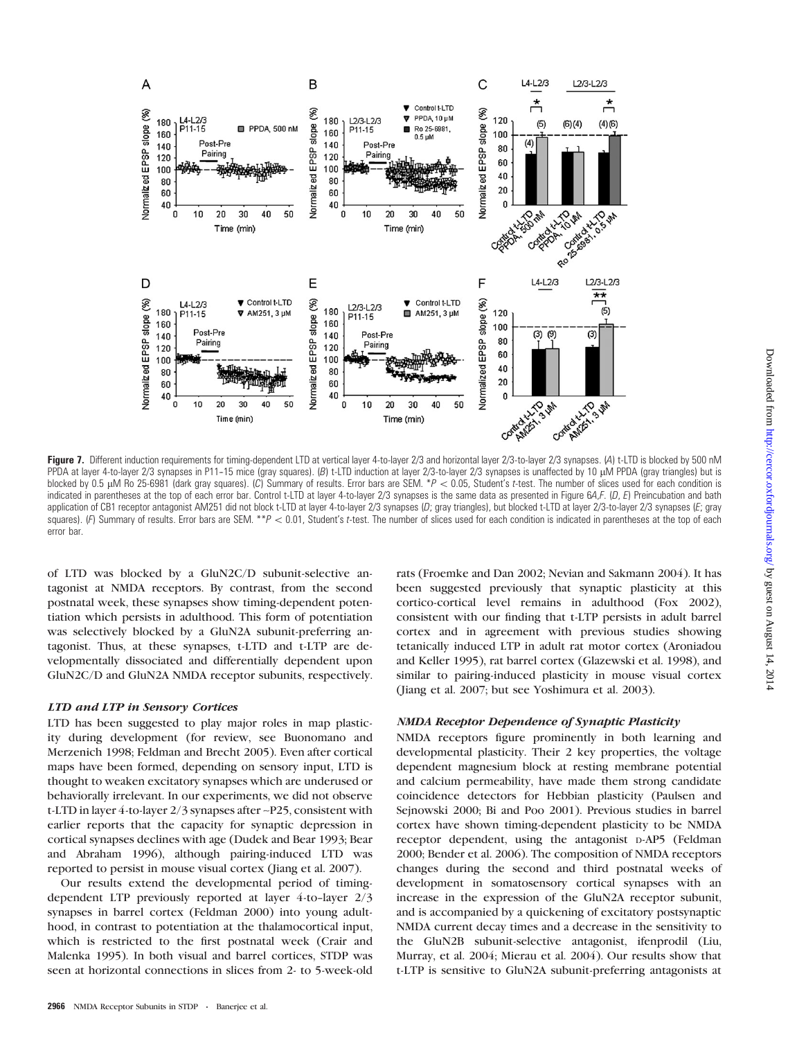**Figure 7.** Different induction requirements for timing-dependent LTD at vertical layer 4-to-layer 2/3 and horizontal layer 2/3-to-layer 2/3 synapses. (*A*) t-LTD is blocked by 500 nM PPDA at layer 4-to-layer 2/3 synapses in P11–15 mice (gray squares). (*B*) t-LTD induction at layer 2/3-to-layer 2/3 synapses is unaffected by 10 μM PPDA (gray triangles) but is blocked by 0.5 μM Ro 25-6981 (dark gray squares). (*C*) Summary of results. Error bars are SEM. \*$P < 0.05$, Student's *t*-test. The number of slices used for each condition is indicated in parentheses at the top of each error bar. Control t-LTD at layer 4-to-layer 2/3 synapses is the same data as presented in Figure 6*A*,*F*. (*D*, *E*) Preincubation and bath application of CB1 receptor antagonist AM251 did not block t-LTD at layer 4-to-layer 2/3 synapses (*D*; gray triangles), but blocked t-LTD at layer 2/3-to-layer 2/3 synapses (*E*; gray squares). (*F*) Summary of results. Error bars are SEM. \*\*$P < 0.01$, Student's *t*-test. The number of slices used for each condition is indicated in parentheses at the top of each error bar.

of LTD was blocked by a GluN2C/D subunit-selective antagonist at NMDA receptors. By contrast, from the second postnatal week, these synapses show timing-dependent potentiation which persists in adulthood. This form of potentiation was selectively blocked by a GluN2A subunit-preferring antagonist. Thus, at these synapses, t-LTD and t-LTP are developmentally dissociated and differentially dependent upon GluN2C/D and GluN2A NMDA receptor subunits, respectively.

### *LTD and LTP in Sensory Cortices*

LTD has been suggested to play major roles in map plasticity during development (for review, see Buonomano and Merzenich 1998; Feldman and Brecht 2005). Even after cortical maps have been formed, depending on sensory input, LTD is thought to weaken excitatory synapses which are underused or behaviorally irrelevant. In our experiments, we did not observe t-LTD in layer 4-to-layer 2/3 synapses after ~P25, consistent with earlier reports that the capacity for synaptic depression in cortical synapses declines with age (Dudek and Bear 1993; Bear and Abraham 1996), although pairing-induced LTD was reported to persist in mouse visual cortex (Jiang et al. 2007).

Our results extend the developmental period of timing-dependent LTP previously reported at layer 4-to-layer 2/3 synapses in barrel cortex (Feldman 2000) into young adulthood, in contrast to potentiation at the thalamocortical input, which is restricted to the first postnatal week (Crair and Malenka 1995). In both visual and barrel cortices, STDP was seen at horizontal connections in slices from 2- to 5-week-old rats (Froemke and Dan 2002; Nevian and Sakmann 2004). It has been suggested previously that synaptic plasticity at this cortico-cortical level remains in adulthood (Fox 2002), consistent with our finding that t-LTP persists in adult barrel cortex and in agreement with previous studies showing tetanically induced LTP in adult rat motor cortex (Aroniadou and Keller 1995), rat barrel cortex (Glazewski et al. 1998), and similar to pairing-induced plasticity in mouse visual cortex (Jiang et al. 2007; but see Yoshimura et al. 2003).

### *NMDA Receptor Dependence of Synaptic Plasticity*

NMDA receptors figure prominently in both learning and developmental plasticity. Their 2 key properties, the voltage dependent magnesium block at resting membrane potential and calcium permeability, have made them strong candidate coincidence detectors for Hebbian plasticity (Paulsen and Sejnowski 2000; Bi and Poo 2001). Previous studies in barrel cortex have shown timing-dependent plasticity to be NMDA receptor dependent, using the antagonist D-AP5 (Feldman 2000; Bender et al. 2006). The composition of NMDA receptors changes during the second and third postnatal weeks of development in somatosensory cortical synapses with an increase in the expression of the GluN2A receptor subunit, and is accompanied by a quickening of excitatory postsynaptic NMDA current decay times and a decrease in the sensitivity to the GluN2B subunit-selective antagonist, ifenprodil (Liu, Murray, et al. 2004; Mierau et al. 2004). Our results show that t-LTP is sensitive to GluN2A subunit-preferring antagonists at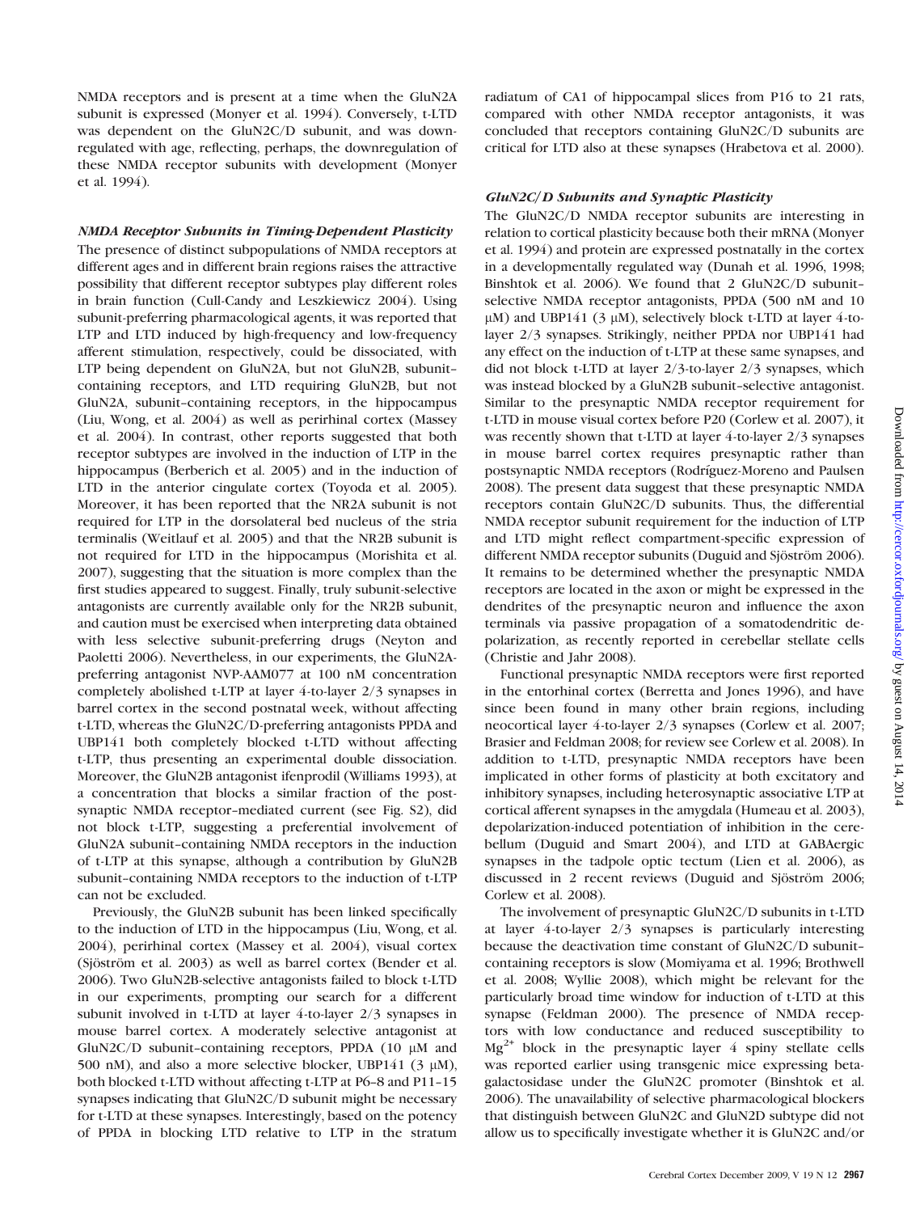NMDA receptors and is present at a time when the GluN2A subunit is expressed (Monyer et al. 1994). Conversely, t-LTD was dependent on the GluN2C/D subunit, and was downregulated with age, reflecting, perhaps, the downregulation of these NMDA receptor subunits with development (Monyer et al. 1994).

### *NMDA Receptor Subunits in Timing-Dependent Plasticity*

The presence of distinct subpopulations of NMDA receptors at different ages and in different brain regions raises the attractive possibility that different receptor subtypes play different roles in brain function (Cull-Candy and Leszkiewicz 2004). Using subunit-preferring pharmacological agents, it was reported that LTP and LTD induced by high-frequency and low-frequency afferent stimulation, respectively, could be dissociated, with LTP being dependent on GluN2A, but not GluN2B, subunit–containing receptors, and LTD requiring GluN2B, but not GluN2A, subunit–containing receptors, in the hippocampus (Liu, Wong, et al. 2004) as well as perirhinal cortex (Massey et al. 2004). In contrast, other reports suggested that both receptor subtypes are involved in the induction of LTP in the hippocampus (Berberich et al. 2005) and in the induction of LTD in the anterior cingulate cortex (Toyoda et al. 2005). Moreover, it has been reported that the NR2A subunit is not required for LTP in the dorsolateral bed nucleus of the stria terminalis (Weitlauf et al. 2005) and that the NR2B subunit is not required for LTD in the hippocampus (Morishita et al. 2007), suggesting that the situation is more complex than the first studies appeared to suggest. Finally, truly subunit-selective antagonists are currently available only for the NR2B subunit, and caution must be exercised when interpreting data obtained with less selective subunit-preferring drugs (Neyton and Paoletti 2006). Nevertheless, in our experiments, the GluN2A-preferring antagonist NVP-AAM077 at 100 nM concentration completely abolished t-LTP at layer 4-to-layer 2/3 synapses in barrel cortex in the second postnatal week, without affecting t-LTD, whereas the GluN2C/D-preferring antagonists PPDA and UBP141 both completely blocked t-LTD without affecting t-LTP, thus presenting an experimental double dissociation. Moreover, the GluN2B antagonist ifenprodil (Williams 1993), at a concentration that blocks a similar fraction of the postsynaptic NMDA receptor–mediated current (see Fig. S2), did not block t-LTP, suggesting a preferential involvement of GluN2A subunit–containing NMDA receptors in the induction of t-LTP at this synapse, although a contribution by GluN2B subunit–containing NMDA receptors to the induction of t-LTP can not be excluded.

Previously, the GluN2B subunit has been linked specifically to the induction of LTD in the hippocampus (Liu, Wong, et al. 2004), perirhinal cortex (Massey et al. 2004), visual cortex (Sjöström et al. 2003) as well as barrel cortex (Bender et al. 2006). Two GluN2B-selective antagonists failed to block t-LTD in our experiments, prompting our search for a different subunit involved in t-LTD at layer 4-to-layer 2/3 synapses in mouse barrel cortex. A moderately selective antagonist at GluN2C/D subunit–containing receptors, PPDA (10 μM and 500 nM), and also a more selective blocker, UBP141 (3 μM), both blocked t-LTD without affecting t-LTP at P6–8 and P11–15 synapses indicating that GluN2C/D subunit might be necessary for t-LTD at these synapses. Interestingly, based on the potency of PPDA in blocking LTD relative to LTP in the stratum radiatum of CA1 of hippocampal slices from P16 to 21 rats, compared with other NMDA receptor antagonists, it was concluded that receptors containing GluN2C/D subunits are critical for LTD also at these synapses (Hrabetova et al. 2000).

### *GluN2C/D Subunits and Synaptic Plasticity*

The GluN2C/D NMDA receptor subunits are interesting in relation to cortical plasticity because both their mRNA (Monyer et al. 1994) and protein are expressed postnatally in the cortex in a developmentally regulated way (Dunah et al. 1996, 1998; Binshtok et al. 2006). We found that 2 GluN2C/D subunit–selective NMDA receptor antagonists, PPDA (500 nM and 10 μM) and UBP141 (3 μM), selectively block t-LTD at layer 4-to-layer 2/3 synapses. Strikingly, neither PPDA nor UBP141 had any effect on the induction of t-LTP at these same synapses, and did not block t-LTD at layer 2/3-to-layer 2/3 synapses, which was instead blocked by a GluN2B subunit–selective antagonist. Similar to the presynaptic NMDA receptor requirement for t-LTD in mouse visual cortex before P20 (Corlew et al. 2007), it was recently shown that t-LTD at layer 4-to-layer 2/3 synapses in mouse barrel cortex requires presynaptic rather than postsynaptic NMDA receptors (Rodríguez-Moreno and Paulsen 2008). The present data suggest that these presynaptic NMDA receptors contain GluN2C/D subunits. Thus, the differential NMDA receptor subunit requirement for the induction of LTP and LTD might reflect compartment-specific expression of different NMDA receptor subunits (Duguid and Sjöström 2006). It remains to be determined whether the presynaptic NMDA receptors are located in the axon or might be expressed in the dendrites of the presynaptic neuron and influence the axon terminals via passive propagation of a somatodendritic depolarization, as recently reported in cerebellar stellate cells (Christie and Jahr 2008).

Functional presynaptic NMDA receptors were first reported in the entorhinal cortex (Berretta and Jones 1996), and have since been found in many other brain regions, including neocortical layer 4-to-layer 2/3 synapses (Corlew et al. 2007; Brasier and Feldman 2008; for review see Corlew et al. 2008). In addition to t-LTD, presynaptic NMDA receptors have been implicated in other forms of plasticity at both excitatory and inhibitory synapses, including heterosynaptic associative LTP at cortical afferent synapses in the amygdala (Humeau et al. 2003), depolarization-induced potentiation of inhibition in the cerebellum (Duguid and Smart 2004), and LTD at GABAergic synapses in the tadpole optic tectum (Lien et al. 2006), as discussed in 2 recent reviews (Duguid and Sjöström 2006; Corlew et al. 2008).

The involvement of presynaptic GluN2C/D subunits in t-LTD at layer 4-to-layer 2/3 synapses is particularly interesting because the deactivation time constant of GluN2C/D subunit–containing receptors is slow (Momiyama et al. 1996; Brothwell et al. 2008; Wyllie 2008), which might be relevant for the particularly broad time window for induction of t-LTD at this synapse (Feldman 2000). The presence of NMDA receptors with low conductance and reduced susceptibility to $Mg^{2+}$ block in the presynaptic layer 4 spiny stellate cells was reported earlier using transgenic mice expressing beta-galactosidase under the GluN2C promoter (Binshtok et al. 2006). The unavailability of selective pharmacological blockers that distinguish between GluN2C and GluN2D subtype did not allow us to specifically investigate whether it is GluN2C and/or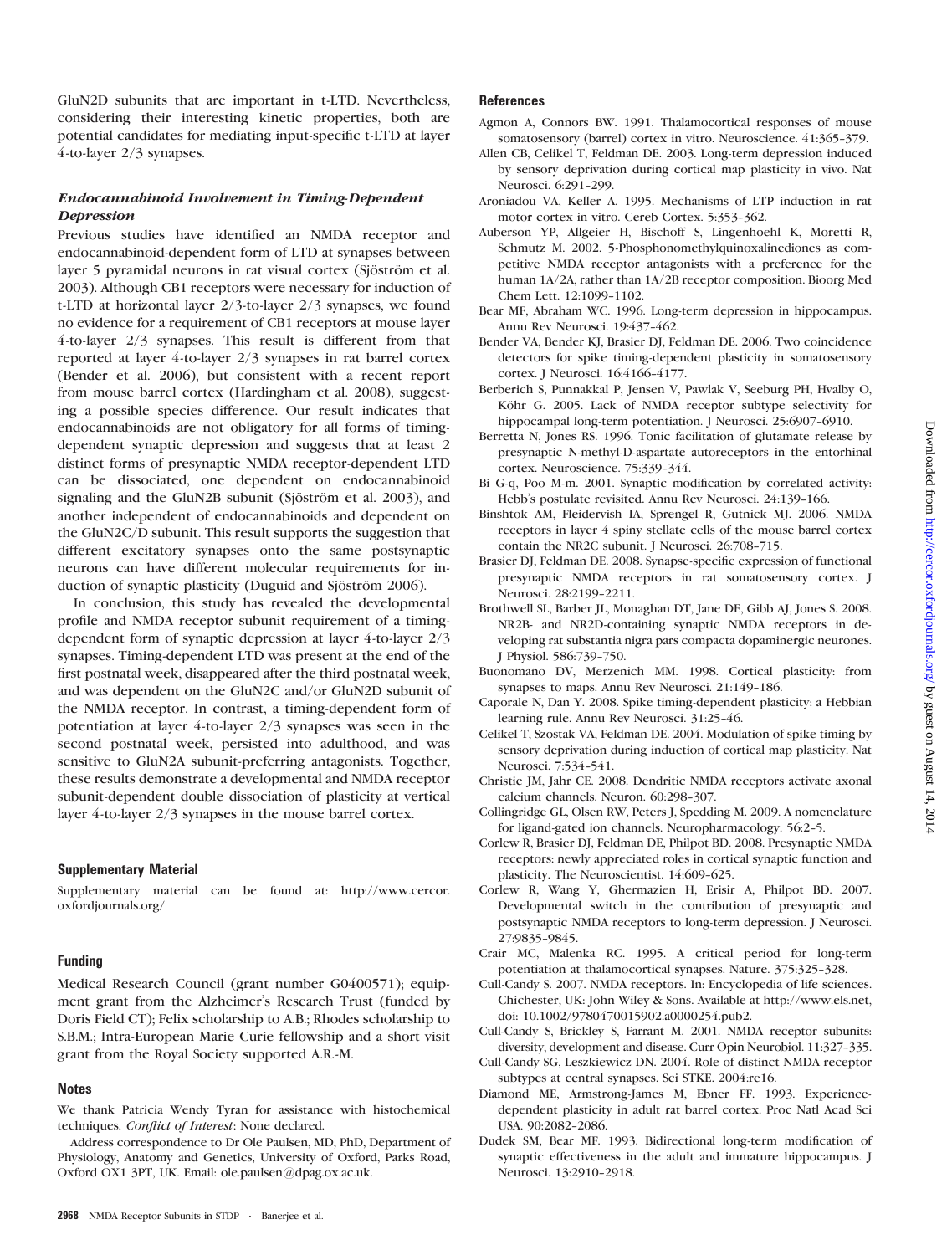GluN2D subunits that are important in t-LTD. Nevertheless, considering their interesting kinetic properties, both are potential candidates for mediating input-specific t-LTD at layer 4-to-layer 2/3 synapses.

### *Endocannabinoid Involvement in Timing-Dependent Depression*

Previous studies have identified an NMDA receptor and endocannabinoid-dependent form of LTD at synapses between layer 5 pyramidal neurons in rat visual cortex (Sjöström et al. 2003). Although CB1 receptors were necessary for induction of t-LTD at horizontal layer 2/3-to-layer 2/3 synapses, we found no evidence for a requirement of CB1 receptors at mouse layer 4-to-layer 2/3 synapses. This result is different from that reported at layer 4-to-layer 2/3 synapses in rat barrel cortex (Bender et al. 2006), but consistent with a recent report from mouse barrel cortex (Hardingham et al. 2008), suggesting a possible species difference. Our result indicates that endocannabinoids are not obligatory for all forms of timing-dependent synaptic depression and suggests that at least 2 distinct forms of presynaptic NMDA receptor-dependent LTD can be dissociated, one dependent on endocannabinoid signaling and the GluN2B subunit (Sjöström et al. 2003), and another independent of endocannabinoids and dependent on the GluN2C/D subunit. This result supports the suggestion that different excitatory synapses onto the same postsynaptic neurons can have different molecular requirements for induction of synaptic plasticity (Duguid and Sjöström 2006).

In conclusion, this study has revealed the developmental profile and NMDA receptor subunit requirement of a timing-dependent form of synaptic depression at layer 4-to-layer 2/3 synapses. Timing-dependent LTD was present at the end of the first postnatal week, disappeared after the third postnatal week, and was dependent on the GluN2C and/or GluN2D subunit of the NMDA receptor. In contrast, a timing-dependent form of potentiation at layer 4-to-layer 2/3 synapses was seen in the second postnatal week, persisted into adulthood, and was sensitive to GluN2A subunit-preferring antagonists. Together, these results demonstrate a developmental and NMDA receptor subunit-dependent double dissociation of plasticity at vertical layer 4-to-layer 2/3 synapses in the mouse barrel cortex.

## Supplementary Material

Supplementary material can be found at: http://www.cercor.oxfordjournals.org/

## Funding

Medical Research Council (grant number G0400571); equipment grant from the Alzheimer's Research Trust (funded by Doris Field CT); Felix scholarship to A.B.; Rhodes scholarship to S.B.M.; Intra-European Marie Curie fellowship and a short visit grant from the Royal Society supported A.R.-M.

## Notes

We thank Patricia Wendy Tyran for assistance with histochemical techniques. *Conflict of Interest*: None declared.

Address correspondence to Dr Ole Paulsen, MD, PhD, Department of Physiology, Anatomy and Genetics, University of Oxford, Parks Road, Oxford OX1 3PT, UK. Email: ole.paulsen@dpag.ox.ac.uk.

## References

Agmon A, Connors BW. 1991. Thalamocortical responses of mouse somatosensory (barrel) cortex in vitro. Neuroscience. 41:365–379.

Allen CB, Celikel T, Feldman DE. 2003. Long-term depression induced by sensory deprivation during cortical map plasticity in vivo. Nat Neurosci. 6:291–299.

Aroniadou VA, Keller A. 1995. Mechanisms of LTP induction in rat motor cortex in vitro. Cereb Cortex. 5:353–362.

Auberson YP, Allgeier H, Bischoff S, Lingenhoehl K, Moretti R, Schmutz M. 2002. 5-Phosphonomethylquinoxalinediones as competitive NMDA receptor antagonists with a preference for the human 1A/2A, rather than 1A/2B receptor composition. Bioorg Med Chem Lett. 12:1099–1102.

Bear MF, Abraham WC. 1996. Long-term depression in hippocampus. Annu Rev Neurosci. 19:437–462.

Bender VA, Bender KJ, Brasier DJ, Feldman DE. 2006. Two coincidence detectors for spike timing-dependent plasticity in somatosensory cortex. J Neurosci. 16:4166–4177.

Berberich S, Punnakkal P, Jensen V, Pawlak V, Seeburg PH, Hvalby O, Köhr G. 2005. Lack of NMDA receptor subtype selectivity for hippocampal long-term potentiation. J Neurosci. 25:6907–6910.

Berretta N, Jones RS. 1996. Tonic facilitation of glutamate release by presynaptic N-methyl-D-aspartate autoreceptors in the entorhinal cortex. Neuroscience. 75:339–344.

Bi G-q, Poo M-m. 2001. Synaptic modification by correlated activity: Hebb's postulate revisited. Annu Rev Neurosci. 24:139–166.

Binshtok AM, Fleidervish IA, Sprengel R, Gutnick MJ. 2006. NMDA receptors in layer 4 spiny stellate cells of the mouse barrel cortex contain the NR2C subunit. J Neurosci. 26:708–715.

Brasier DJ, Feldman DE. 2008. Synapse-specific expression of functional presynaptic NMDA receptors in rat somatosensory cortex. J Neurosci. 28:2199–2211.

Brothwell SL, Barber JL, Monaghan DT, Jane DE, Gibb AJ, Jones S. 2008. NR2B- and NR2D-containing synaptic NMDA receptors in developing rat substantia nigra pars compacta dopaminergic neurones. J Physiol. 586:739–750.

Buonomano DV, Merzenich MM. 1998. Cortical plasticity: from synapses to maps. Annu Rev Neurosci. 21:149–186.

Caporale N, Dan Y. 2008. Spike timing-dependent plasticity: a Hebbian learning rule. Annu Rev Neurosci. 31:25–46.

Celikel T, Szostak VA, Feldman DE. 2004. Modulation of spike timing by sensory deprivation during induction of cortical map plasticity. Nat Neurosci. 7:534–541.

Christie JM, Jahr CE. 2008. Dendritic NMDA receptors activate axonal calcium channels. Neuron. 60:298–307.

Collingridge GL, Olsen RW, Peters J, Spedding M. 2009. A nomenclature for ligand-gated ion channels. Neuropharmacology. 56:2–5.

Corlew R, Brasier DJ, Feldman DE, Philpot BD. 2008. Presynaptic NMDA receptors: newly appreciated roles in cortical synaptic function and plasticity. The Neuroscientist. 14:609–625.

Corlew R, Wang Y, Ghermazien H, Erisir A, Philpot BD. 2007. Developmental switch in the contribution of presynaptic and postsynaptic NMDA receptors to long-term depression. J Neurosci. 27:9835–9845.

Crair MC, Malenka RC. 1995. A critical period for long-term potentiation at thalamocortical synapses. Nature. 375:325–328.

Cull-Candy S. 2007. NMDA receptors. In: Encyclopedia of life sciences. Chichester, UK: John Wiley & Sons. Available at http://www.els.net, doi: 10.1002/9780470015902.a0000254.pub2.

Cull-Candy S, Brickley S, Farrant M. 2001. NMDA receptor subunits: diversity, development and disease. Curr Opin Neurobiol. 11:327–335.

Cull-Candy SG, Leszkiewicz DN. 2004. Role of distinct NMDA receptor subtypes at central synapses. Sci STKE. 2004:re16.

Diamond ME, Armstrong-James M, Ebner FF. 1993. Experience-dependent plasticity in adult rat barrel cortex. Proc Natl Acad Sci USA. 90:2082–2086.

Dudek SM, Bear MF. 1993. Bidirectional long-term modification of synaptic effectiveness in the adult and immature hippocampus. J Neurosci. 13:2910–2918.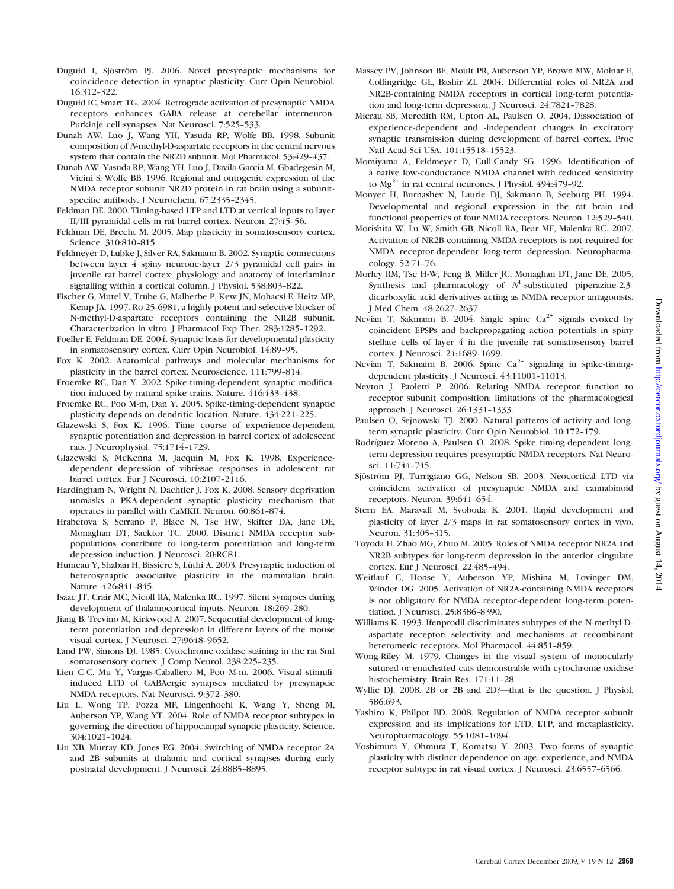Duguid I, Sjöström PJ. 2006. Novel presynaptic mechanisms for coincidence detection in synaptic plasticity. Curr Opin Neurobiol. 16:312–322.

Duguid IC, Smart TG. 2004. Retrograde activation of presynaptic NMDA receptors enhances GABA release at cerebellar interneuron-Purkinje cell synapses. Nat Neurosci. 7:525–533.

Dunah AW, Luo J, Wang YH, Yasuda RP, Wolfe BB. 1998. Subunit composition of *N*-methyl-D-aspartate receptors in the central nervous system that contain the NR2D subunit. Mol Pharmacol. 53:429–437.

Dunah AW, Yasuda RP, Wang YH, Luo J, Davila-Garcia M, Gbadegesin M, Vicini S, Wolfe BB. 1996. Regional and ontogenic expression of the NMDA receptor subunit NR2D protein in rat brain using a subunit-specific antibody. J Neurochem. 67:2335–2345.

Feldman DE. 2000. Timing-based LTP and LTD at vertical inputs to layer II/III pyramidal cells in rat barrel cortex. Neuron. 27:45–56.

Feldman DE, Brecht M. 2005. Map plasticity in somatosensory cortex. Science. 310:810–815.

Feldmeyer D, Lubke J, Silver RA, Sakmann B. 2002. Synaptic connections between layer 4 spiny neurone-layer 2/3 pyramidal cell pairs in juvenile rat barrel cortex: physiology and anatomy of interlaminar signalling within a cortical column. J Physiol. 538:803–822.

Fischer G, Mutel V, Trube G, Malherbe P, Kew JN, Mohacsi E, Heitz MP, Kemp JA. 1997. Ro 25-6981, a highly potent and selective blocker of N-methyl-D-aspartate receptors containing the NR2B subunit. Characterization in vitro. J Pharmacol Exp Ther. 283:1285–1292.

Foeller E, Feldman DE. 2004. Synaptic basis for developmental plasticity in somatosensory cortex. Curr Opin Neurobiol. 14:89–95.

Fox K. 2002. Anatomical pathways and molecular mechanisms for plasticity in the barrel cortex. Neuroscience. 111:799–814.

Froemke RC, Dan Y. 2002. Spike-timing-dependent synaptic modification induced by natural spike trains. Nature. 416:433–438.

Froemke RC, Poo M-m, Dan Y. 2005. Spike-timing-dependent synaptic plasticity depends on dendritic location. Nature. 434:221–225.

Glazewski S, Fox K. 1996. Time course of experience-dependent synaptic potentiation and depression in barrel cortex of adolescent rats. J Neurophysiol. 75:1714–1729.

Glazewski S, McKenna M, Jacquin M, Fox K. 1998. Experience-dependent depression of vibrissae responses in adolescent rat barrel cortex. Eur J Neurosci. 10:2107–2116.

Hardingham N, Wright N, Dachtler J, Fox K. 2008. Sensory deprivation unmasks a PKA-dependent synaptic plasticity mechanism that operates in parallel with CaMKII. Neuron. 60:861–874.

Hrabetova S, Serrano P, Blace N, Tse HW, Skifter DA, Jane DE, Monaghan DT, Sacktor TC. 2000. Distinct NMDA receptor subpopulations contribute to long-term potentiation and long-term depression induction. J Neurosci. 20:RC81.

Humeau Y, Shaban H, Bissière S, Lüthi A. 2003. Presynaptic induction of heterosynaptic associative plasticity in the mammalian brain. Nature. 426:841–845.

Isaac JT, Crair MC, Nicoll RA, Malenka RC. 1997. Silent synapses during development of thalamocortical inputs. Neuron. 18:269–280.

Jiang B, Trevino M, Kirkwood A. 2007. Sequential development of long-term potentiation and depression in different layers of the mouse visual cortex. J Neurosci. 27:9648–9652.

Land PW, Simons DJ. 1985. Cytochrome oxidase staining in the rat SmI somatosensory cortex. J Comp Neurol. 238:225–235.

Lien C-C, Mu Y, Vargas-Caballero M, Poo M-m. 2006. Visual stimuli-induced LTD of GABAergic synapses mediated by presynaptic NMDA receptors. Nat Neurosci. 9:372–380.

Liu L, Wong TP, Pozza MF, Lingenhoehl K, Wang Y, Sheng M, Auberson YP, Wang YT. 2004. Role of NMDA receptor subtypes in governing the direction of hippocampal synaptic plasticity. Science. 304:1021–1024.

Liu XB, Murray KD, Jones EG. 2004. Switching of NMDA receptor 2A and 2B subunits at thalamic and cortical synapses during early postnatal development. J Neurosci. 24:8885–8895.

Massey PV, Johnson BE, Moult PR, Auberson YP, Brown MW, Molnar E, Collingridge GL, Bashir ZI. 2004. Differential roles of NR2A and NR2B-containing NMDA receptors in cortical long-term potentiation and long-term depression. J Neurosci. 24:7821–7828.

Mierau SB, Meredith RM, Upton AL, Paulsen O. 2004. Dissociation of experience-dependent and -independent changes in excitatory synaptic transmission during development of barrel cortex. Proc Natl Acad Sci USA. 101:15518–15523.

Momiyama A, Feldmeyer D, Cull-Candy SG. 1996. Identification of a native low-conductance NMDA channel with reduced sensitivity to $Mg^{2+}$ in rat central neurones. J Physiol. 494:479–92.

Monyer H, Burnashev N, Laurie DJ, Sakmann B, Seeburg PH. 1994. Developmental and regional expression in the rat brain and functional properties of four NMDA receptors. Neuron. 12:529–540.

Morishita W, Lu W, Smith GB, Nicoll RA, Bear MF, Malenka RC. 2007. Activation of NR2B-containing NMDA receptors is not required for NMDA receptor-dependent long-term depression. Neuropharmacology. 52:71–76.

Morley RM, Tse H-W, Feng B, Miller JC, Monaghan DT, Jane DE. 2005. Synthesis and pharmacology of $N^1$-substituted piperazine-2,3-dicarboxylic acid derivatives acting as NMDA receptor antagonists. J Med Chem. 48:2627–2637.

Nevian T, Sakmann B. 2004. Single spine $Ca^{2+}$ signals evoked by coincident EPSPs and backpropagating action potentials in spiny stellate cells of layer 4 in the juvenile rat somatosensory barrel cortex. J Neurosci. 24:1689–1699.

Nevian T, Sakmann B. 2006. Spine $Ca^{2+}$ signaling in spike-timing-dependent plasticity. J Neurosci. 43:11001–11013.

Neyton J, Paoletti P. 2006. Relating NMDA receptor function to receptor subunit composition: limitations of the pharmacological approach. J Neurosci. 26:1331–1333.

Paulsen O, Sejnowski TJ. 2000. Natural patterns of activity and long-term synaptic plasticity. Curr Opin Neurobiol. 10:172–179.

Rodríguez-Moreno A, Paulsen O. 2008. Spike timing-dependent long-term depression requires presynaptic NMDA receptors. Nat Neurosci. 11:744–745.

Sjöström PJ, Turrigiano GG, Nelson SB. 2003. Neocortical LTD via coincident activation of presynaptic NMDA and cannabinoid receptors. Neuron. 39:641–654.

Stern EA, Maravall M, Svoboda K. 2001. Rapid development and plasticity of layer 2/3 maps in rat somatosensory cortex in vivo. Neuron. 31:305–315.

Toyoda H, Zhao MG, Zhuo M. 2005. Roles of NMDA receptor NR2A and NR2B subtypes for long-term depression in the anterior cingulate cortex. Eur J Neurosci. 22:485–494.

Weitlauf C, Honse Y, Auberson YP, Mishina M, Lovinger DM, Winder DG. 2005. Activation of NR2A-containing NMDA receptors is not obligatory for NMDA receptor-dependent long-term potentiation. J Neurosci. 25:8386–8390.

Williams K. 1993. Ifenprodil discriminates subtypes of the N-methyl-D-aspartate receptor: selectivity and mechanisms at recombinant heteromeric receptors. Mol Pharmacol. 44:851–859.

Wong-Riley M. 1979. Changes in the visual system of monocularly sutured or enucleated cats demonstrable with cytochrome oxidase histochemistry. Brain Res. 171:11–28.

Wyllie DJ. 2008. 2B or 2B and 2D?—that is the question. J Physiol. 586:693.

Yashiro K, Philpot BD. 2008. Regulation of NMDA receptor subunit expression and its implications for LTD, LTP, and metaplasticity. Neuropharmacology. 55:1081–1094.

Yoshimura Y, Ohmura T, Komatsu Y. 2003. Two forms of synaptic plasticity with distinct dependence on age, experience, and NMDA receptor subtype in rat visual cortex. J Neurosci. 23:6557–6566.